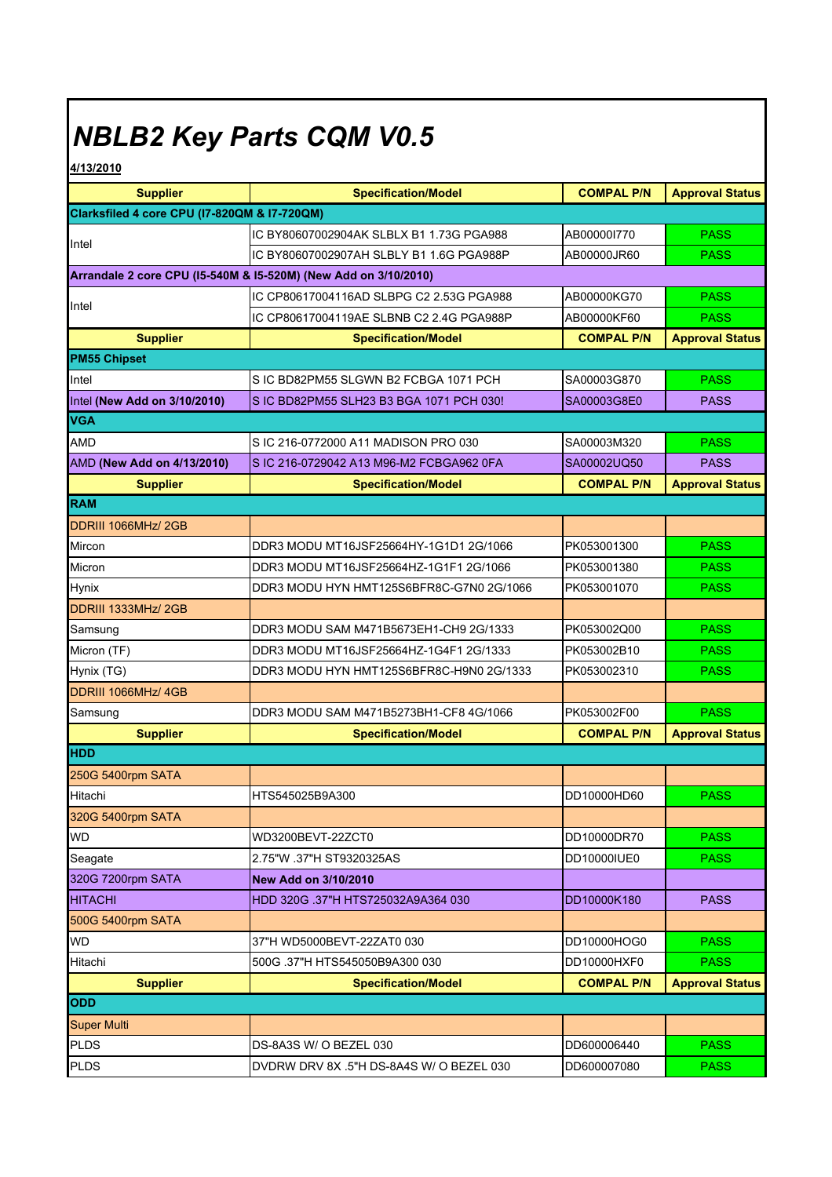# *NBLB2 Key Parts CQM V0.5*

**4/13/2010**

| Supplier | Specification/Model | COMPAL P/N | Approval Status |
|---|---|---|---|
| **Clarksfiled 4 core CPU (I7-820QM & I7-720QM)** | | | |
| Intel | IC BY80607002904AK SLBLX B1 1.73G PGA988 | AB00000I770 | PASS |
| | IC BY80607002907AH SLBLY B1 1.6G PGA988P | AB00000JR60 | PASS |
| **Arrandale 2 core CPU (I5-540M & I5-520M) (New Add on 3/10/2010)** | | | |
| Intel | IC CP80617004116AD SLBPG C2 2.53G PGA988 | AB00000KG70 | PASS |
| | IC CP80617004119AE SLBNB C2 2.4G PGA988P | AB00000KF60 | PASS |
| **Supplier** | **Specification/Model** | **COMPAL P/N** | **Approval Status** |
| **PM55 Chipset** | | | |
| Intel | S IC BD82PM55 SLGWN B2 FCBGA 1071 PCH | SA00003G870 | PASS |
| Intel **(New Add on 3/10/2010)** | S IC BD82PM55 SLH23 B3 BGA 1071 PCH 030! | SA00003G8E0 | PASS |
| **VGA** | | | |
| AMD | S IC 216-0772000 A11 MADISON PRO 030 | SA00003M320 | PASS |
| AMD **(New Add on 4/13/2010)** | S IC 216-0729042 A13 M96-M2 FCBGA962 0FA | SA00002UQ50 | PASS |
| **Supplier** | **Specification/Model** | **COMPAL P/N** | **Approval Status** |
| **RAM** | | | |
| DDRIII 1066MHz/ 2GB | | | |
| Mircon | DDR3 MODU MT16JSF25664HY-1G1D1 2G/1066 | PK053001300 | PASS |
| Micron | DDR3 MODU MT16JSF25664HZ-1G1F1 2G/1066 | PK053001380 | PASS |
| Hynix | DDR3 MODU HYN HMT125S6BFR8C-G7N0 2G/1066 | PK053001070 | PASS |
| DDRIII 1333MHz/ 2GB | | | |
| Samsung | DDR3 MODU SAM M471B5673EH1-CH9 2G/1333 | PK053002Q00 | PASS |
| Micron (TF) | DDR3 MODU MT16JSF25664HZ-1G4F1 2G/1333 | PK053002B10 | PASS |
| Hynix (TG) | DDR3 MODU HYN HMT125S6BFR8C-H9N0 2G/1333 | PK053002310 | PASS |
| DDRIII 1066MHz/ 4GB | | | |
| Samsung | DDR3 MODU SAM M471B5273BH1-CF8 4G/1066 | PK053002F00 | PASS |
| **Supplier** | **Specification/Model** | **COMPAL P/N** | **Approval Status** |
| **HDD** | | | |
| 250G 5400rpm SATA | | | |
| Hitachi | HTS545025B9A300 | DD10000HD60 | PASS |
| 320G 5400rpm SATA | | | |
| WD | WD3200BEVT-22ZCT0 | DD10000DR70 | PASS |
| Seagate | 2.75"W .37"H ST9320325AS | DD10000IUE0 | PASS |
| 320G 7200rpm SATA | **New Add on 3/10/2010** | | |
| HITACHI | HDD 320G .37"H HTS725032A9A364 030 | DD10000K180 | PASS |
| 500G 5400rpm SATA | | | |
| WD | 37"H WD5000BEVT-22ZAT0 030 | DD10000HOG0 | PASS |
| Hitachi | 500G .37"H HTS545050B9A300 030 | DD10000HXF0 | PASS |
| **Supplier** | **Specification/Model** | **COMPAL P/N** | **Approval Status** |
| **ODD** | | | |
| Super Multi | | | |
| PLDS | DS-8A3S W/ O BEZEL 030 | DD600006440 | PASS |
| PLDS | DVDRW DRV 8X .5"H DS-8A4S W/ O BEZEL 030 | DD600007080 | PASS |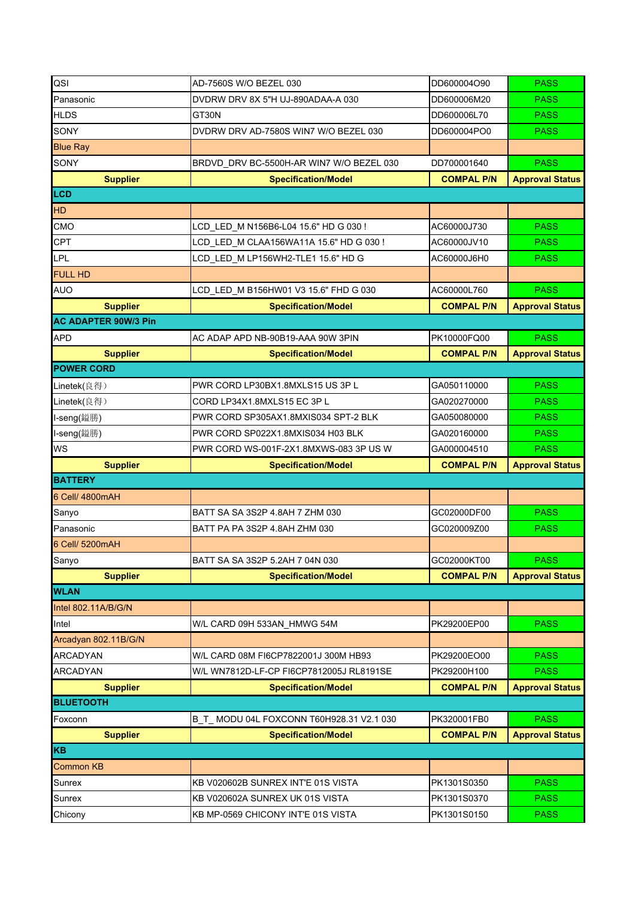| | | | |
|---|---|---|---|
| QSI | AD-7560S W/O BEZEL 030 | DD600004O90 | PASS |
| Panasonic | DVDRW DRV 8X 5"H UJ-890ADAA-A 030 | DD600006M20 | PASS |
| HLDS | GT30N | DD600006L70 | PASS |
| SONY | DVDRW DRV AD-7580S WIN7 W/O BEZEL 030 | DD600004PO0 | PASS |
| Blue Ray | | | |
| SONY | BRDVD_DRV BC-5500H-AR WIN7 W/O BEZEL 030 | DD700001640 | PASS |
| **Supplier** | **Specification/Model** | **COMPAL P/N** | **Approval Status** |
| **LCD** | | | |
| HD | | | |
| CMO | LCD_LED_M N156B6-L04 15.6" HD G 030 ! | AC60000J730 | PASS |
| CPT | LCD_LED_M CLAA156WA11A 15.6" HD G 030 ! | AC60000JV10 | PASS |
| LPL | LCD_LED_M LP156WH2-TLE1 15.6" HD G | AC60000J6H0 | PASS |
| FULL HD | | | |
| AUO | LCD_LED_M B156HW01 V3 15.6" FHD G 030 | AC60000L760 | PASS |
| **Supplier** | **Specification/Model** | **COMPAL P/N** | **Approval Status** |
| **AC ADAPTER 90W/3 Pin** | | | |
| APD | AC ADAP APD NB-90B19-AAA 90W 3PIN | PK10000FQ00 | PASS |
| **Supplier** | **Specification/Model** | **COMPAL P/N** | **Approval Status** |
| **POWER CORD** | | | |
| Linetek(良得) | PWR CORD LP30BX1.8MXLS15 US 3P L | GA050110000 | PASS |
| Linetek(良得) | CORD LP34X1.8MXLS15 EC 3P L | GA020270000 | PASS |
| I-seng(鎰勝) | PWR CORD SP305AX1.8MXIS034 SPT-2 BLK | GA050080000 | PASS |
| I-seng(鎰勝) | PWR CORD SP022X1.8MXIS034 H03 BLK | GA020160000 | PASS |
| WS | PWR CORD WS-001F-2X1.8MXWS-083 3P US W | GA000004510 | PASS |
| **Supplier** | **Specification/Model** | **COMPAL P/N** | **Approval Status** |
| **BATTERY** | | | |
| 6 Cell/ 4800mAH | | | |
| Sanyo | BATT SA SA 3S2P 4.8AH 7 ZHM 030 | GC02000DF00 | PASS |
| Panasonic | BATT PA PA 3S2P 4.8AH ZHM 030 | GC020009Z00 | PASS |
| 6 Cell/ 5200mAH | | | |
| Sanyo | BATT SA SA 3S2P 5.2AH 7 04N 030 | GC02000KT00 | PASS |
| **Supplier** | **Specification/Model** | **COMPAL P/N** | **Approval Status** |
| **WLAN** | | | |
| Intel 802.11A/B/G/N | | | |
| Intel | W/L CARD 09H 533AN_HMWG 54M | PK29200EP00 | PASS |
| Arcadyan 802.11B/G/N | | | |
| ARCADYAN | W/L CARD 08M FI6CP7822001J 300M HB93 | PK29200EO00 | PASS |
| ARCADYAN | W/L WN7812D-LF-CP FI6CP7812005J RL8191SE | PK29200H100 | PASS |
| **Supplier** | **Specification/Model** | **COMPAL P/N** | **Approval Status** |
| **BLUETOOTH** | | | |
| Foxconn | B_T_ MODU 04L FOXCONN T60H928.31 V2.1 030 | PK320001FB0 | PASS |
| **Supplier** | **Specification/Model** | **COMPAL P/N** | **Approval Status** |
| **KB** | | | |
| Common KB | | | |
| Sunrex | KB V020602B SUNREX INT'E 01S VISTA | PK1301S0350 | PASS |
| Sunrex | KB V020602A SUNREX UK 01S VISTA | PK1301S0370 | PASS |
| Chicony | KB MP-0569 CHICONY INT'E 01S VISTA | PK1301S0150 | PASS |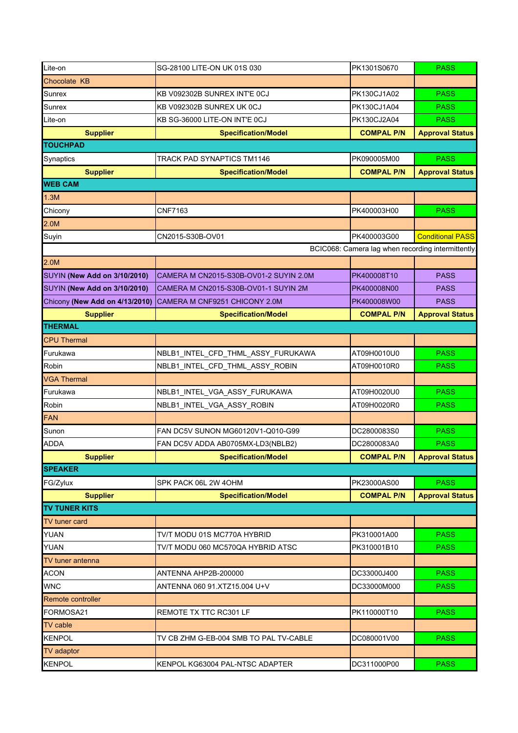| | | | |
|---|---|---|---|
| Lite-on | SG-28100 LITE-ON UK 01S 030 | PK1301S0670 | PASS |
| Chocolate KB | | | |
| Sunrex | KB V092302B SUNREX INT'E 0CJ | PK130CJ1A02 | PASS |
| Sunrex | KB V092302B SUNREX UK 0CJ | PK130CJ1A04 | PASS |
| Lite-on | KB SG-36000 LITE-ON INT'E 0CJ | PK130CJ2A04 | PASS |
| **Supplier** | **Specification/Model** | **COMPAL P/N** | **Approval Status** |
| **TOUCHPAD** | | | |
| Synaptics | TRACK PAD SYNAPTICS TM1146 | PK090005M00 | PASS |
| **Supplier** | **Specification/Model** | **COMPAL P/N** | **Approval Status** |
| **WEB CAM** | | | |
| 1.3M | | | |
| Chicony | CNF7163 | PK400003H00 | PASS |
| 2.0M | | | |
| Suyin | CN2015-S30B-OV01 | PK400003G00 | Conditional PASS |
| | | BCIC068: Camera lag when recording intermittently | |
| 2.0M | | | |
| SUYIN **(New Add on 3/10/2010)** | CAMERA M CN2015-S30B-OV01-2 SUYIN 2.0M | PK400008T10 | PASS |
| SUYIN **(New Add on 3/10/2010)** | CAMERA M CN2015-S30B-OV01-1 SUYIN 2M | PK400008N00 | PASS |
| Chicony **(New Add on 4/13/2010)** | CAMERA M CNF9251 CHICONY 2.0M | PK400008W00 | PASS |
| **Supplier** | **Specification/Model** | **COMPAL P/N** | **Approval Status** |
| **THERMAL** | | | |
| CPU Thermal | | | |
| Furukawa | NBLB1_INTEL_CFD_THML_ASSY_FURUKAWA | AT09H0010U0 | PASS |
| Robin | NBLB1_INTEL_CFD_THML_ASSY_ROBIN | AT09H0010R0 | PASS |
| VGA Thermal | | | |
| Furukawa | NBLB1_INTEL_VGA_ASSY_FURUKAWA | AT09H0020U0 | PASS |
| Robin | NBLB1_INTEL_VGA_ASSY_ROBIN | AT09H0020R0 | PASS |
| FAN | | | |
| Sunon | FAN DC5V SUNON MG60120V1-Q010-G99 | DC2800083S0 | PASS |
| ADDA | FAN DC5V ADDA AB0705MX-LD3(NBLB2) | DC2800083A0 | PASS |
| **Supplier** | **Specification/Model** | **COMPAL P/N** | **Approval Status** |
| **SPEAKER** | | | |
| FG/Zylux | SPK PACK 06L 2W 4OHM | PK23000AS00 | PASS |
| **Supplier** | **Specification/Model** | **COMPAL P/N** | **Approval Status** |
| **TV TUNER KITS** | | | |
| TV tuner card | | | |
| YUAN | TV/T MODU 01S MC770A HYBRID | PK310001A00 | PASS |
| YUAN | TV/T MODU 060 MC570QA HYBRID ATSC | PK310001B10 | PASS |
| TV tuner antenna | | | |
| ACON | ANTENNA AHP2B-200000 | DC33000J400 | PASS |
| WNC | ANTENNA 060 91.XTZ15.004 U+V | DC33000M000 | PASS |
| Remote controller | | | |
| FORMOSA21 | REMOTE TX TTC RC301 LF | PK110000T10 | PASS |
| TV cable | | | |
| KENPOL | TV CB ZHM G-EB-004 SMB TO PAL TV-CABLE | DC080001V00 | PASS |
| TV adaptor | | | |
| KENPOL | KENPOL KG63004 PAL-NTSC ADAPTER | DC311000P00 | PASS |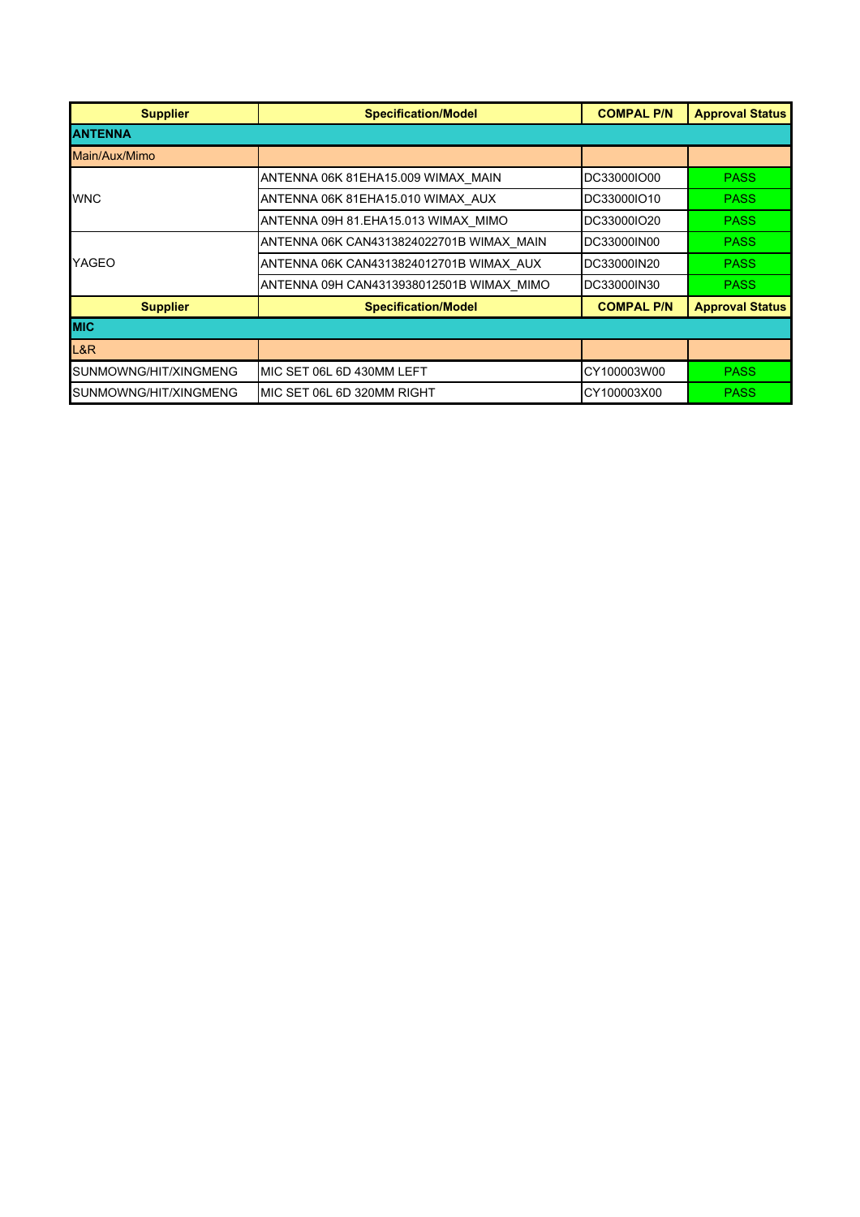| Supplier | Specification/Model | COMPAL P/N | Approval Status |
|---|---|---|---|
| **ANTENNA** | | | |
| Main/Aux/Mimo | | | |
| WNC | ANTENNA 06K 81EHA15.009 WIMAX_MAIN | DC33000IO00 | PASS |
| | ANTENNA 06K 81EHA15.010 WIMAX_AUX | DC33000IO10 | PASS |
| | ANTENNA 09H 81.EHA15.013 WIMAX_MIMO | DC33000IO20 | PASS |
| YAGEO | ANTENNA 06K CAN4313824022701B WIMAX_MAIN | DC33000IN00 | PASS |
| | ANTENNA 06K CAN4313824012701B WIMAX_AUX | DC33000IN20 | PASS |
| | ANTENNA 09H CAN4313938012501B WIMAX_MIMO | DC33000IN30 | PASS |
| **Supplier** | **Specification/Model** | **COMPAL P/N** | **Approval Status** |
| **MIC** | | | |
| L&R | | | |
| SUNMOWNG/HIT/XINGMENG | MIC SET 06L 6D 430MM LEFT | CY100003W00 | PASS |
| SUNMOWNG/HIT/XINGMENG | MIC SET 06L 6D 320MM RIGHT | CY100003X00 | PASS |